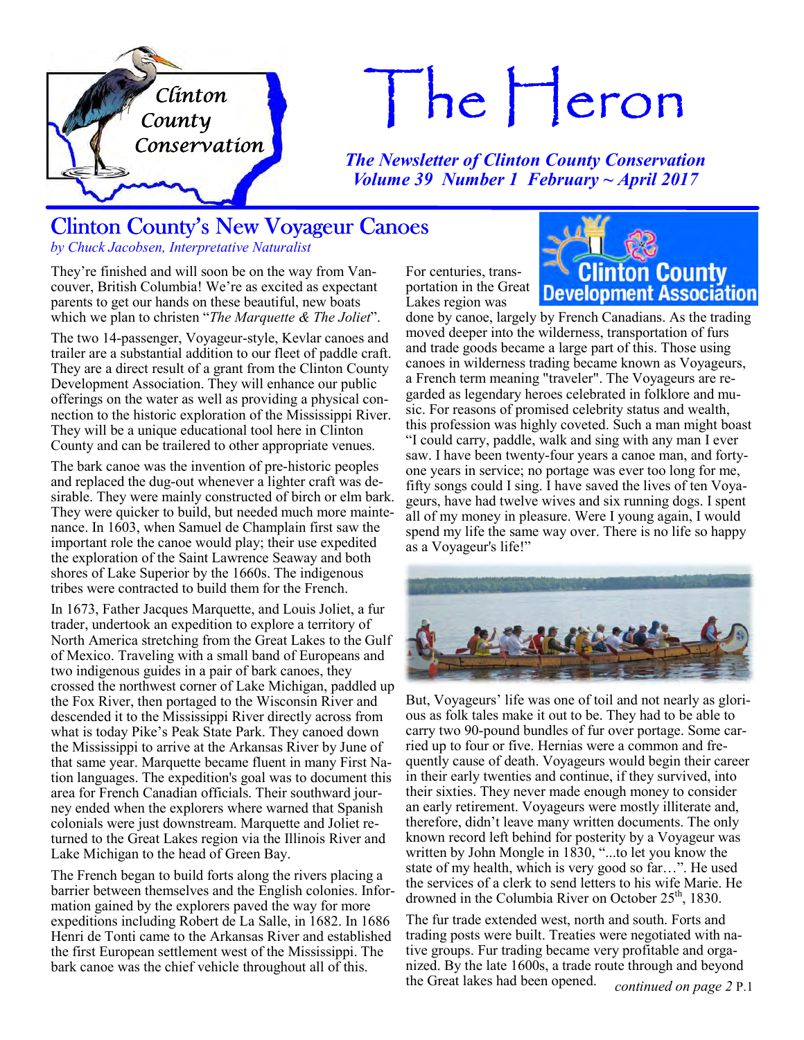# The Heron

***The Newsletter of Clinton County Conservation***
***Volume 39 Number 1 February ~ April 2017***

## Clinton County's New Voyageur Canoes

*by Chuck Jacobsen, Interpretative Naturalist*

They're finished and will soon be on the way from Vancouver, British Columbia! We're as excited as expectant parents to get our hands on these beautiful, new boats which we plan to christen "*The Marquette & The Joliet*".

The two 14-passenger, Voyageur-style, Kevlar canoes and trailer are a substantial addition to our fleet of paddle craft. They are a direct result of a grant from the Clinton County Development Association. They will enhance our public offerings on the water as well as providing a physical connection to the historic exploration of the Mississippi River. They will be a unique educational tool here in Clinton County and can be trailered to other appropriate venues.

The bark canoe was the invention of pre-historic peoples and replaced the dug-out whenever a lighter craft was desirable. They were mainly constructed of birch or elm bark. They were quicker to build, but needed much more maintenance. In 1603, when Samuel de Champlain first saw the important role the canoe would play; their use expedited the exploration of the Saint Lawrence Seaway and both shores of Lake Superior by the 1660s. The indigenous tribes were contracted to build them for the French.

In 1673, Father Jacques Marquette, and Louis Joliet, a fur trader, undertook an expedition to explore a territory of North America stretching from the Great Lakes to the Gulf of Mexico. Traveling with a small band of Europeans and two indigenous guides in a pair of bark canoes, they crossed the northwest corner of Lake Michigan, paddled up the Fox River, then portaged to the Wisconsin River and descended it to the Mississippi River directly across from what is today Pike's Peak State Park. They canoed down the Mississippi to arrive at the Arkansas River by June of that same year. Marquette became fluent in many First Nation languages. The expedition's goal was to document this area for French Canadian officials. Their southward journey ended when the explorers where warned that Spanish colonials were just downstream. Marquette and Joliet returned to the Great Lakes region via the Illinois River and Lake Michigan to the head of Green Bay.

The French began to build forts along the rivers placing a barrier between themselves and the English colonies. Information gained by the explorers paved the way for more expeditions including Robert de La Salle, in 1682. In 1686 Henri de Tonti came to the Arkansas River and established the first European settlement west of the Mississippi. The bark canoe was the chief vehicle throughout all of this.

Clinton County Development Association

For centuries, transportation in the Great Lakes region was done by canoe, largely by French Canadians. As the trading moved deeper into the wilderness, transportation of furs and trade goods became a large part of this. Those using canoes in wilderness trading became known as Voyageurs, a French term meaning "traveler". The Voyageurs are regarded as legendary heroes celebrated in folklore and music. For reasons of promised celebrity status and wealth, this profession was highly coveted. Such a man might boast "I could carry, paddle, walk and sing with any man I ever saw. I have been twenty-four years a canoe man, and forty-one years in service; no portage was ever too long for me, fifty songs could I sing. I have saved the lives of ten Voyageurs, have had twelve wives and six running dogs. I spent all of my money in pleasure. Were I young again, I would spend my life the same way over. There is no life so happy as a Voyageur's life!"

But, Voyageurs' life was one of toil and not nearly as glorious as folk tales make it out to be. They had to be able to carry two 90-pound bundles of fur over portage. Some carried up to four or five. Hernias were a common and frequently cause of death. Voyageurs would begin their career in their early twenties and continue, if they survived, into their sixties. They never made enough money to consider an early retirement. Voyageurs were mostly illiterate and, therefore, didn't leave many written documents. The only known record left behind for posterity by a Voyageur was written by John Mongle in 1830, "...to let you know the state of my health, which is very good so far…". He used the services of a clerk to send letters to his wife Marie. He drowned in the Columbia River on October 25th, 1830.

The fur trade extended west, north and south. Forts and trading posts were built. Treaties were negotiated with native groups. Fur trading became very profitable and organized. By the late 1600s, a trade route through and beyond the Great lakes had been opened.

*continued on page 2*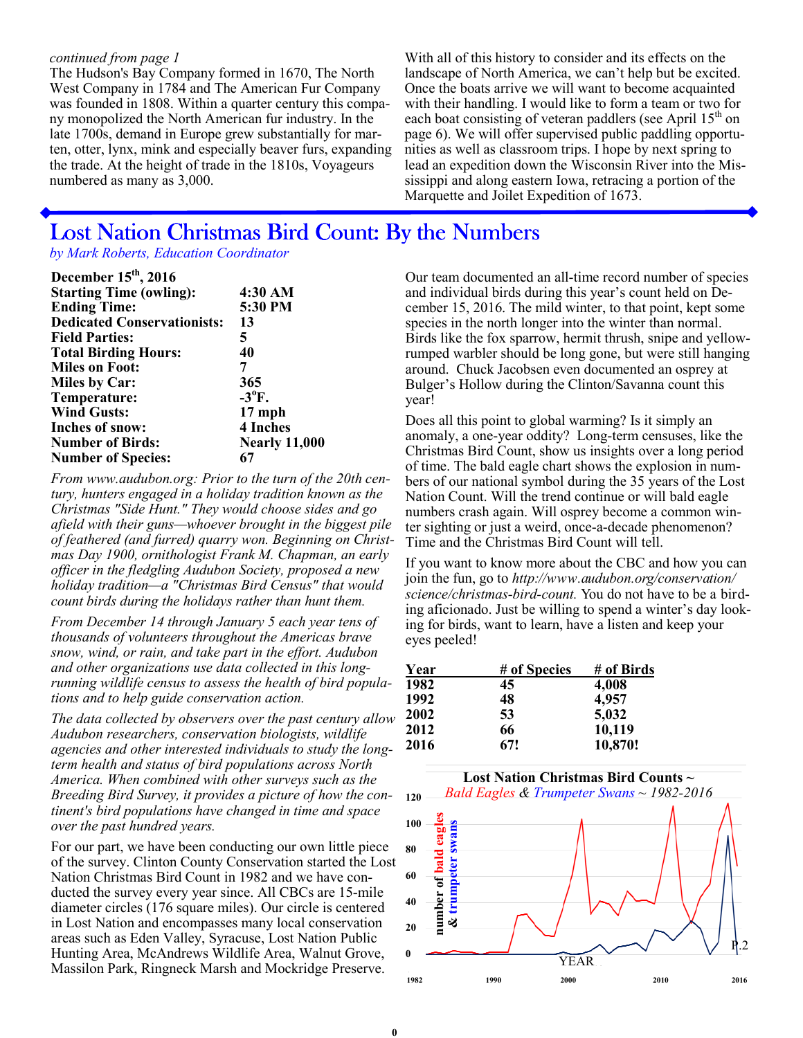*continued from page 1*

The Hudson's Bay Company formed in 1670, The North West Company in 1784 and The American Fur Company was founded in 1808. Within a quarter century this company monopolized the North American fur industry. In the late 1700s, demand in Europe grew substantially for marten, otter, lynx, mink and especially beaver furs, expanding the trade. At the height of trade in the 1810s, Voyageurs numbered as many as 3,000.

With all of this history to consider and its effects on the landscape of North America, we can't help but be excited. Once the boats arrive we will want to become acquainted with their handling. I would like to form a team or two for each boat consisting of veteran paddlers (see April 15th on page 6). We will offer supervised public paddling opportunities as well as classroom trips. I hope by next spring to lead an expedition down the Wisconsin River into the Mississippi and along eastern Iowa, retracing a portion of the Marquette and Joilet Expedition of 1673.

# Lost Nation Christmas Bird Count: By the Numbers

*by Mark Roberts, Education Coordinator*

| **December 15th, 2016** | |
|---|---|
| **Starting Time (owling):** | **4:30 AM** |
| **Ending Time:** | **5:30 PM** |
| **Dedicated Conservationists:** | **13** |
| **Field Parties:** | **5** |
| **Total Birding Hours:** | **40** |
| **Miles on Foot:** | **7** |
| **Miles by Car:** | **365** |
| **Temperature:** | **-3°F.** |
| **Wind Gusts:** | **17 mph** |
| **Inches of snow:** | **4 Inches** |
| **Number of Birds:** | **Nearly 11,000** |
| **Number of Species:** | **67** |

*From www.audubon.org: Prior to the turn of the 20th century, hunters engaged in a holiday tradition known as the Christmas "Side Hunt." They would choose sides and go afield with their guns—whoever brought in the biggest pile of feathered (and furred) quarry won. Beginning on Christmas Day 1900, ornithologist Frank M. Chapman, an early officer in the fledgling Audubon Society, proposed a new holiday tradition—a "Christmas Bird Census" that would count birds during the holidays rather than hunt them.*

*From December 14 through January 5 each year tens of thousands of volunteers throughout the Americas brave snow, wind, or rain, and take part in the effort. Audubon and other organizations use data collected in this long-running wildlife census to assess the health of bird populations and to help guide conservation action.*

*The data collected by observers over the past century allow Audubon researchers, conservation biologists, wildlife agencies and other interested individuals to study the long-term health and status of bird populations across North America. When combined with other surveys such as the Breeding Bird Survey, it provides a picture of how the continent's bird populations have changed in time and space over the past hundred years.*

For our part, we have been conducting our own little piece of the survey. Clinton County Conservation started the Lost Nation Christmas Bird Count in 1982 and we have conducted the survey every year since. All CBCs are 15-mile diameter circles (176 square miles). Our circle is centered in Lost Nation and encompasses many local conservation areas such as Eden Valley, Syracuse, Lost Nation Public Hunting Area, McAndrews Wildlife Area, Walnut Grove, Massilon Park, Ringneck Marsh and Mockridge Preserve.

Our team documented an all-time record number of species and individual birds during this year's count held on December 15, 2016. The mild winter, to that point, kept some species in the north longer into the winter than normal. Birds like the fox sparrow, hermit thrush, snipe and yellow-rumped warbler should be long gone, but were still hanging around. Chuck Jacobsen even documented an osprey at Bulger's Hollow during the Clinton/Savanna count this year!

Does all this point to global warming? Is it simply an anomaly, a one-year oddity? Long-term censuses, like the Christmas Bird Count, show us insights over a long period of time. The bald eagle chart shows the explosion in numbers of our national symbol during the 35 years of the Lost Nation Count. Will the trend continue or will bald eagle numbers crash again. Will osprey become a common winter sighting or just a weird, once-a-decade phenomenon? Time and the Christmas Bird Count will tell.

If you want to know more about the CBC and how you can join the fun, go to *http://www.audubon.org/conservation/science/christmas-bird-count.* You do not have to be a birding aficionado. Just be willing to spend a winter's day looking for birds, want to learn, have a listen and keep your eyes peeled!

| Year | # of Species | # of Birds |
|---|---|---|
| 1982 | 45 | 4,008 |
| 1992 | 48 | 4,957 |
| 2002 | 53 | 5,032 |
| 2012 | 66 | 10,119 |
| 2016 | 67! | 10,870! |

**Lost Nation Christmas Bird Counts ~** *Bald Eagles & Trumpeter Swans ~ 1982-2016*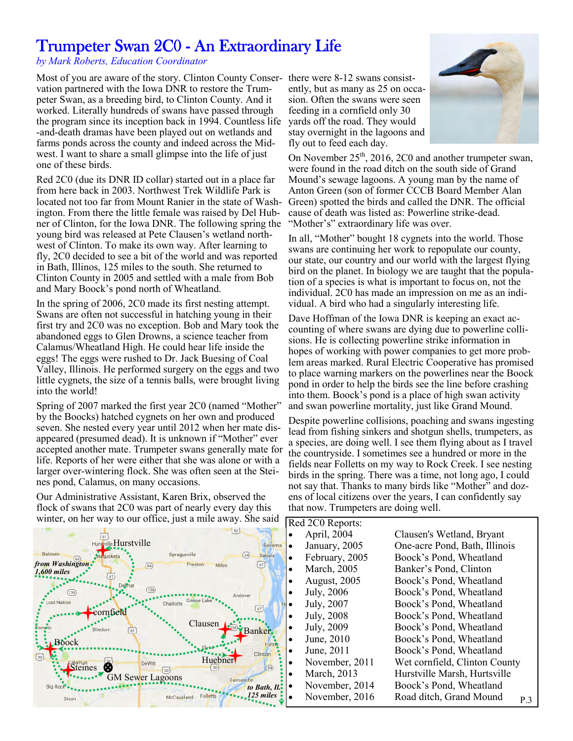# Trumpeter Swan 2C0 - An Extraordinary Life

*by Mark Roberts, Education Coordinator*

Most of you are aware of the story. Clinton County Conservation partnered with the Iowa DNR to restore the Trumpeter Swan, as a breeding bird, to Clinton County. And it worked. Literally hundreds of swans have passed through the program since its inception back in 1994. Countless life-and-death dramas have been played out on wetlands and farms ponds across the county and indeed across the Midwest. I want to share a small glimpse into the life of just one of these birds.

Red 2C0 (due its DNR ID collar) started out in a place far from here back in 2003. Northwest Trek Wildlife Park is located not too far from Mount Ranier in the state of Washington. From there the little female was raised by Del Hubner of Clinton, for the Iowa DNR. The following spring the young bird was released at Pete Clausen's wetland northwest of Clinton. To make its own way. After learning to fly, 2C0 decided to see a bit of the world and was reported in Bath, Illinos, 125 miles to the south. She returned to Clinton County in 2005 and settled with a male from Bob and Mary Boock's pond north of Wheatland.

In the spring of 2006, 2C0 made its first nesting attempt. Swans are often not successful in hatching young in their first try and 2C0 was no exception. Bob and Mary took the abandoned eggs to Glen Drowns, a science teacher from Calamus/Wheatland High. He could hear life inside the eggs! The eggs were rushed to Dr. Jack Buesing of Coal Valley, Illinois. He performed surgery on the eggs and two little cygnets, the size of a tennis balls, were brought living into the world!

Spring of 2007 marked the first year 2C0 (named "Mother" by the Boocks) hatched cygnets on her own and produced seven. She nested every year until 2012 when her mate disappeared (presumed dead). It is unknown if "Mother" ever accepted another mate. Trumpeter swans generally mate for life. Reports of her were either that she was alone or with a larger over-wintering flock. She was often seen at the Steines pond, Calamus, on many occasions.

Our Administrative Assistant, Karen Brix, observed the flock of swans that 2C0 was part of nearly every day this winter, on her way to our office, just a mile away. She said there were 8-12 swans consistently, but as many as 25 on occasion. Often the swans were seen feeding in a cornfield only 30 yards off the road. They would stay overnight in the lagoons and fly out to feed each day.

On November 25th, 2016, 2C0 and another trumpeter swan, were found in the road ditch on the south side of Grand Mound's sewage lagoons. A young man by the name of Anton Green (son of former CCCB Board Member Alan Green) spotted the birds and called the DNR. The official cause of death was listed as: Powerline strike-dead. "Mother's" extraordinary life was over.

In all, "Mother" bought 18 cygnets into the world. Those swans are continuing her work to repopulate our county, our state, our country and our world with the largest flying bird on the planet. In biology we are taught that the population of a species is what is important to focus on, not the individual. 2C0 has made an impression on me as an individual. A bird who had a singularly interesting life.

Dave Hoffman of the Iowa DNR is keeping an exact accounting of where swans are dying due to powerline collisions. He is collecting powerline strike information in hopes of working with power companies to get more problem areas marked. Rural Electric Cooperative has promised to place warning markers on the powerlines near the Boock pond in order to help the birds see the line before crashing into them. Boock's pond is a place of high swan activity and swan powerline mortality, just like Grand Mound.

Despite powerline collisions, poaching and swans ingesting lead from fishing sinkers and shotgun shells, trumpeters, as a species, are doing well. I see them flying about as I travel the countryside. I sometimes see a hundred or more in the fields near Folletts on my way to Rock Creek. I see nesting birds in the spring. There was a time, not long ago, I could not say that. Thanks to many birds like "Mother" and dozens of local citizens over the years, I can confidently say that now. Trumpeters are doing well.

Red 2C0 Reports:

| Date | Location |
|---|---|
| April, 2004 | Clausen's Wetland, Bryant |
| January, 2005 | One-acre Pond, Bath, Illinois |
| February, 2005 | Boock's Pond, Wheatland |
| March, 2005 | Banker's Pond, Clinton |
| August, 2005 | Boock's Pond, Wheatland |
| July, 2006 | Boock's Pond, Wheatland |
| July, 2007 | Boock's Pond, Wheatland |
| July, 2008 | Boock's Pond, Wheatland |
| July, 2009 | Boock's Pond, Wheatland |
| June, 2010 | Boock's Pond, Wheatland |
| June, 2011 | Boock's Pond, Wheatland |
| November, 2011 | Wet cornfield, Clinton County |
| March, 2013 | Hurstville Marsh, Hurtsville |
| November, 2014 | Boock's Pond, Wheatland |
| November, 2016 | Road ditch, Grand Mound |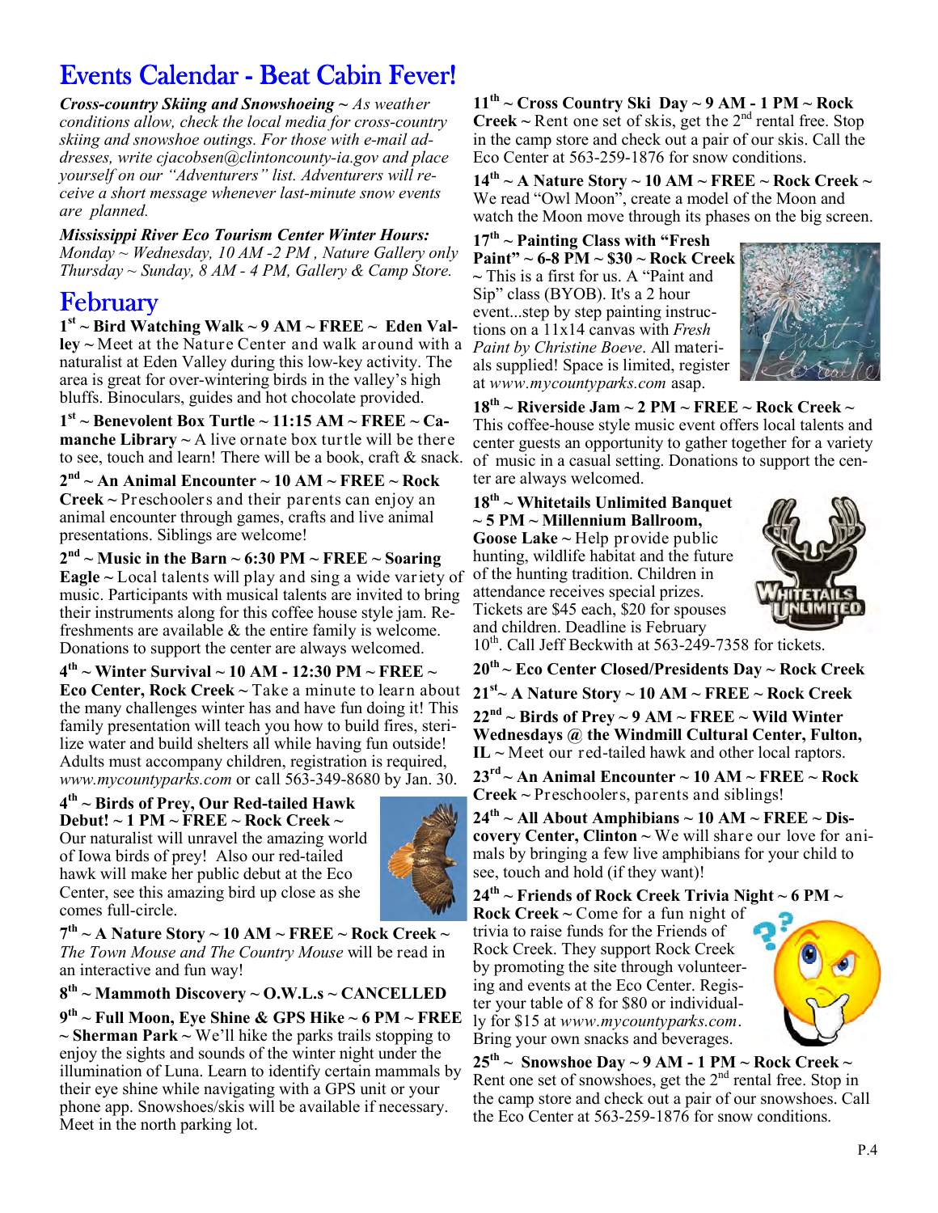# Events Calendar - Beat Cabin Fever!

***Cross-country Skiing and Snowshoeing*** *~ As weather conditions allow, check the local media for cross-country skiing and snowshoe outings. For those with e-mail addresses, write cjacobsen@clintoncounty-ia.gov and place yourself on our "Adventurers" list. Adventurers will receive a short message whenever last-minute snow events are planned.*

***Mississippi River Eco Tourism Center Winter Hours:*** *Monday ~ Wednesday, 10 AM -2 PM , Nature Gallery only Thursday ~ Sunday, 8 AM - 4 PM, Gallery & Camp Store.*

## February

**1st ~ Bird Watching Walk ~ 9 AM ~ FREE ~ Eden Valley ~** Meet at the Nature Center and walk around with a naturalist at Eden Valley during this low-key activity. The area is great for over-wintering birds in the valley's high bluffs. Binoculars, guides and hot chocolate provided.

**1st ~ Benevolent Box Turtle ~ 11:15 AM ~ FREE ~ Camanche Library ~** A live ornate box turtle will be there to see, touch and learn! There will be a book, craft & snack.

**2nd ~ An Animal Encounter ~ 10 AM ~ FREE ~ Rock Creek ~** Preschoolers and their parents can enjoy an animal encounter through games, crafts and live animal presentations. Siblings are welcome!

**2nd ~ Music in the Barn ~ 6:30 PM ~ FREE ~ Soaring Eagle ~** Local talents will play and sing a wide variety of music. Participants with musical talents are invited to bring their instruments along for this coffee house style jam. Refreshments are available & the entire family is welcome. Donations to support the center are always welcomed.

**4th ~ Winter Survival ~ 10 AM - 12:30 PM ~ FREE ~ Eco Center, Rock Creek ~** Take a minute to learn about the many challenges winter has and have fun doing it! This family presentation will teach you how to build fires, sterilize water and build shelters all while having fun outside! Adults must accompany children, registration is required, *www.mycountyparks.com* or call 563-349-8680 by Jan. 30.

**4th ~ Birds of Prey, Our Red-tailed Hawk Debut! ~ 1 PM ~ FREE ~ Rock Creek ~** Our naturalist will unravel the amazing world of Iowa birds of prey! Also our red-tailed hawk will make her public debut at the Eco Center, see this amazing bird up close as she comes full-circle.

**7th ~ A Nature Story ~ 10 AM ~ FREE ~ Rock Creek ~** *The Town Mouse and The Country Mouse* will be read in an interactive and fun way!

**8th ~ Mammoth Discovery ~ O.W.L.s ~ CANCELLED**

**9th ~ Full Moon, Eye Shine & GPS Hike ~ 6 PM ~ FREE ~ Sherman Park ~** We'll hike the parks trails stopping to enjoy the sights and sounds of the winter night under the illumination of Luna. Learn to identify certain mammals by their eye shine while navigating with a GPS unit or your phone app. Snowshoes/skis will be available if necessary. Meet in the north parking lot.

**11th ~ Cross Country Ski Day ~ 9 AM - 1 PM ~ Rock Creek ~** Rent one set of skis, get the 2nd rental free. Stop in the camp store and check out a pair of our skis. Call the Eco Center at 563-259-1876 for snow conditions.

**14th ~ A Nature Story ~ 10 AM ~ FREE ~ Rock Creek ~** We read "Owl Moon", create a model of the Moon and watch the Moon move through its phases on the big screen.

**17th ~ Painting Class with "Fresh Paint" ~ 6-8 PM ~ $30 ~ Rock Creek ~** This is a first for us. A "Paint and Sip" class (BYOB). It's a 2 hour event...step by step painting instructions on a 11x14 canvas with *Fresh Paint by Christine Boeve*. All materials supplied! Space is limited, register at *www.mycountyparks.com* asap.

**18th ~ Riverside Jam ~ 2 PM ~ FREE ~ Rock Creek ~** This coffee-house style music event offers local talents and center guests an opportunity to gather together for a variety of music in a casual setting. Donations to support the center are always welcomed.

**18th ~ Whitetails Unlimited Banquet ~ 5 PM ~ Millennium Ballroom, Goose Lake ~** Help provide public hunting, wildlife habitat and the future of the hunting tradition. Children in attendance receives special prizes. Tickets are $45 each, $20 for spouses and children. Deadline is February 10th. Call Jeff Beckwith at 563-249-7358 for tickets.

**20th ~ Eco Center Closed/Presidents Day ~ Rock Creek**

**21st ~ A Nature Story ~ 10 AM ~ FREE ~ Rock Creek**

**22nd ~ Birds of Prey ~ 9 AM ~ FREE ~ Wild Winter Wednesdays @ the Windmill Cultural Center, Fulton, IL ~** Meet our red-tailed hawk and other local raptors.

**23rd ~ An Animal Encounter ~ 10 AM ~ FREE ~ Rock Creek ~** Preschoolers, parents and siblings!

**24th ~ All About Amphibians ~ 10 AM ~ FREE ~ Discovery Center, Clinton ~** We will share our love for animals by bringing a few live amphibians for your child to see, touch and hold (if they want)!

**24th ~ Friends of Rock Creek Trivia Night ~ 6 PM ~ Rock Creek ~** Come for a fun night of trivia to raise funds for the Friends of Rock Creek. They support Rock Creek by promoting the site through volunteering and events at the Eco Center. Register your table of 8 for $80 or individually for $15 at *www.mycountyparks.com*. Bring your own snacks and beverages.

**25th ~ Snowshoe Day ~ 9 AM - 1 PM ~ Rock Creek ~** Rent one set of snowshoes, get the 2nd rental free. Stop in the camp store and check out a pair of our snowshoes. Call the Eco Center at 563-259-1876 for snow conditions.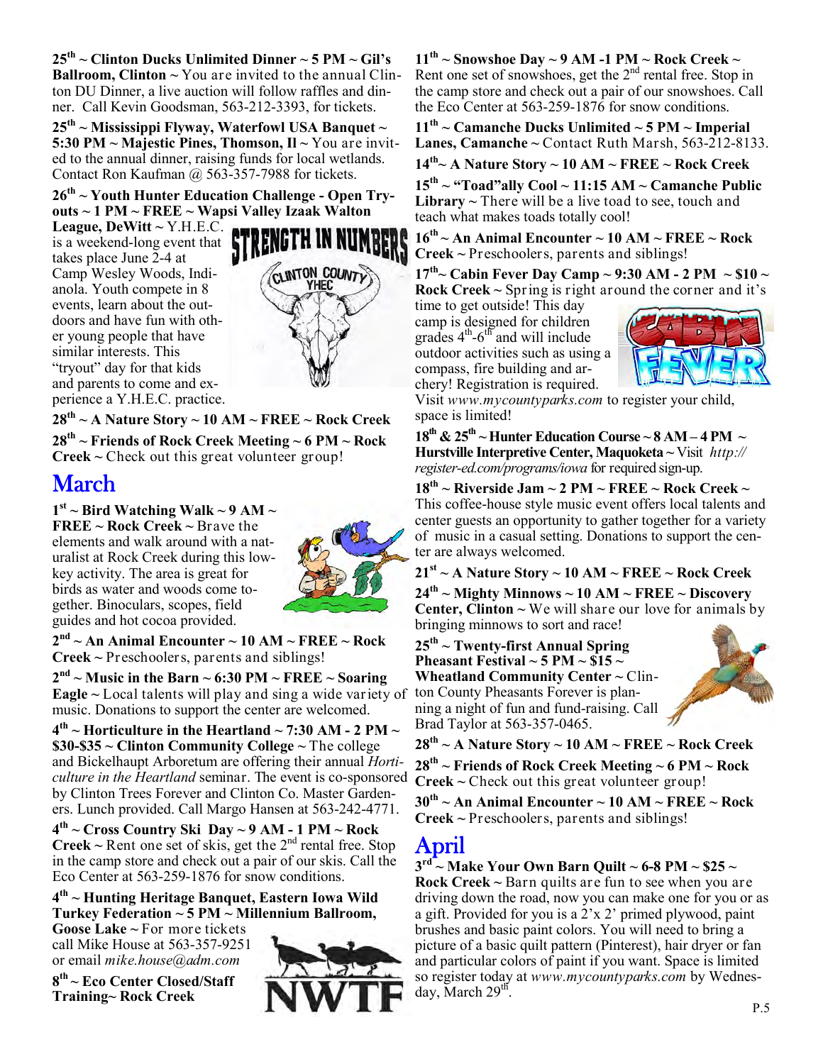**25th ~ Clinton Ducks Unlimited Dinner ~ 5 PM ~ Gil's Ballroom, Clinton ~** You are invited to the annual Clinton DU Dinner, a live auction will follow raffles and dinner. Call Kevin Goodsman, 563-212-3393, for tickets.

**25th ~ Mississippi Flyway, Waterfowl USA Banquet ~ 5:30 PM ~ Majestic Pines, Thomson, Il ~** You are invited to the annual dinner, raising funds for local wetlands. Contact Ron Kaufman @ 563-357-7988 for tickets.

**26th ~ Youth Hunter Education Challenge - Open Tryouts ~ 1 PM ~ FREE ~ Wapsi Valley Izaak Walton League, DeWitt ~** Y.H.E.C. is a weekend-long event that takes place June 2-4 at Camp Wesley Woods, Indianola. Youth compete in 8 events, learn about the outdoors and have fun with other young people that have similar interests. This "tryout" day for that kids and parents to come and experience a Y.H.E.C. practice.

**28th ~ A Nature Story ~ 10 AM ~ FREE ~ Rock Creek**

**28th ~ Friends of Rock Creek Meeting ~ 6 PM ~ Rock Creek ~** Check out this great volunteer group!

## March

**1st ~ Bird Watching Walk ~ 9 AM ~ FREE ~ Rock Creek ~** Brave the elements and walk around with a naturalist at Rock Creek during this low-key activity. The area is great for birds as water and woods come together. Binoculars, scopes, field guides and hot cocoa provided.

**2nd ~ An Animal Encounter ~ 10 AM ~ FREE ~ Rock Creek ~** Preschoolers, parents and siblings!

**2nd ~ Music in the Barn ~ 6:30 PM ~ FREE ~ Soaring Eagle ~** Local talents will play and sing a wide variety of music. Donations to support the center are welcomed.

**4th ~ Horticulture in the Heartland ~ 7:30 AM - 2 PM ~ $30-$35 ~ Clinton Community College ~** The college and Bickelhaupt Arboretum are offering their annual *Horticulture in the Heartland* seminar. The event is co-sponsored by Clinton Trees Forever and Clinton Co. Master Gardeners. Lunch provided. Call Margo Hansen at 563-242-4771.

**4th ~ Cross Country Ski Day ~ 9 AM - 1 PM ~ Rock Creek ~** Rent one set of skis, get the 2nd rental free. Stop in the camp store and check out a pair of our skis. Call the Eco Center at 563-259-1876 for snow conditions.

**4th ~ Hunting Heritage Banquet, Eastern Iowa Wild Turkey Federation ~ 5 PM ~ Millennium Ballroom, Goose Lake ~** For more tickets call Mike House at 563-357-9251 or email *mike.house@adm.com*

**8th ~ Eco Center Closed/Staff Training~ Rock Creek**

**11th ~ Snowshoe Day ~ 9 AM -1 PM ~ Rock Creek ~** Rent one set of snowshoes, get the 2nd rental free. Stop in the camp store and check out a pair of our snowshoes. Call the Eco Center at 563-259-1876 for snow conditions.

**11th ~ Camanche Ducks Unlimited ~ 5 PM ~ Imperial Lanes, Camanche ~** Contact Ruth Marsh, 563-212-8133.

**14th~ A Nature Story ~ 10 AM ~ FREE ~ Rock Creek**

**15th ~ "Toad"ally Cool ~ 11:15 AM ~ Camanche Public Library ~** There will be a live toad to see, touch and teach what makes toads totally cool!

**16th ~ An Animal Encounter ~ 10 AM ~ FREE ~ Rock Creek ~** Preschoolers, parents and siblings!

**17th~ Cabin Fever Day Camp ~ 9:30 AM - 2 PM ~ $10 ~ Rock Creek ~** Spring is right around the corner and it's time to get outside! This day camp is designed for children grades 4th-6th and will include outdoor activities such as using a compass, fire building and archery! Registration is required. Visit *www.mycountyparks.com* to register your child, space is limited!

**18th & 25th ~ Hunter Education Course ~ 8 AM – 4 PM ~ Hurstville Interpretive Center, Maquoketa ~** Visit *http://register-ed.com/programs/iowa* for required sign-up.

**18th ~ Riverside Jam ~ 2 PM ~ FREE ~ Rock Creek ~** This coffee-house style music event offers local talents and center guests an opportunity to gather together for a variety of music in a casual setting. Donations to support the center are always welcomed.

**21st ~ A Nature Story ~ 10 AM ~ FREE ~ Rock Creek**

**24th ~ Mighty Minnows ~ 10 AM ~ FREE ~ Discovery Center, Clinton ~** We will share our love for animals by bringing minnows to sort and race!

**25th ~ Twenty-first Annual Spring Pheasant Festival ~ 5 PM ~ $15 ~ Wheatland Community Center ~** Clinton County Pheasants Forever is planning a night of fun and fund-raising. Call Brad Taylor at 563-357-0465.

**28th ~ A Nature Story ~ 10 AM ~ FREE ~ Rock Creek**

**28th ~ Friends of Rock Creek Meeting ~ 6 PM ~ Rock Creek ~** Check out this great volunteer group!

**30th ~ An Animal Encounter ~ 10 AM ~ FREE ~ Rock Creek ~** Preschoolers, parents and siblings!

## April

**3rd ~ Make Your Own Barn Quilt ~ 6-8 PM ~ $25 ~ Rock Creek ~** Barn quilts are fun to see when you are driving down the road, now you can make one for you or as a gift. Provided for you is a 2'x 2' primed plywood, paint brushes and basic paint colors. You will need to bring a picture of a basic quilt pattern (Pinterest), hair dryer or fan and particular colors of paint if you want. Space is limited so register today at *www.mycountyparks.com* by Wednesday, March 29th.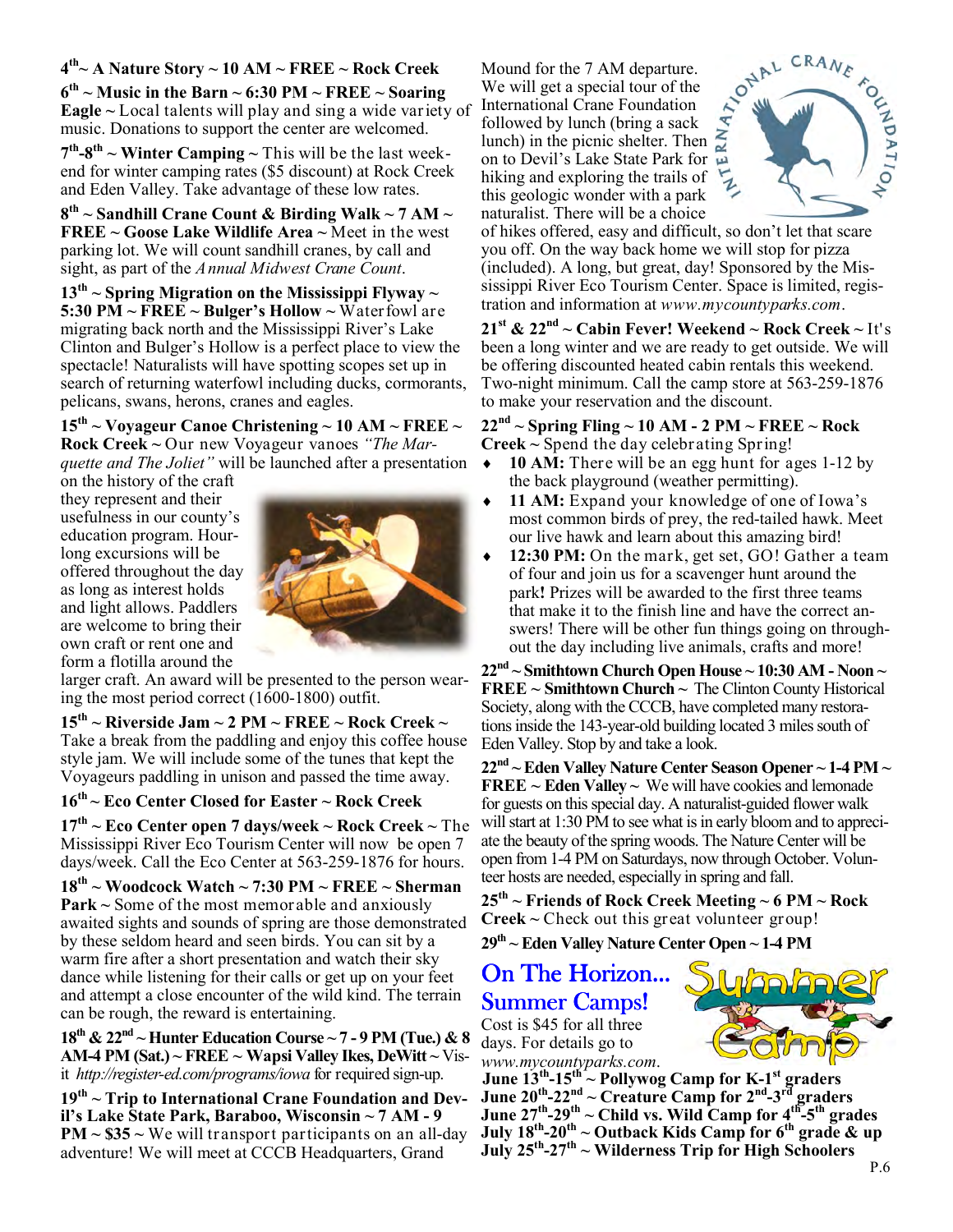**4th ~ A Nature Story ~ 10 AM ~ FREE ~ Rock Creek**

**6th ~ Music in the Barn ~ 6:30 PM ~ FREE ~ Soaring Eagle ~** Local talents will play and sing a wide variety of music. Donations to support the center are welcomed.

**7th-8th ~ Winter Camping ~** This will be the last weekend for winter camping rates ($5 discount) at Rock Creek and Eden Valley. Take advantage of these low rates.

**8th ~ Sandhill Crane Count & Birding Walk ~ 7 AM ~ FREE ~ Goose Lake Wildlife Area ~** Meet in the west parking lot. We will count sandhill cranes, by call and sight, as part of the *Annual Midwest Crane Count*.

**13th ~ Spring Migration on the Mississippi Flyway ~ 5:30 PM ~ FREE ~ Bulger's Hollow ~** Waterfowl are migrating back north and the Mississippi River's Lake Clinton and Bulger's Hollow is a perfect place to view the spectacle! Naturalists will have spotting scopes set up in search of returning waterfowl including ducks, cormorants, pelicans, swans, herons, cranes and eagles.

**15th ~ Voyageur Canoe Christening ~ 10 AM ~ FREE ~ Rock Creek ~** Our new Voyageur vanoes *"The Marquette and The Joliet"* will be launched after a presentation on the history of the craft they represent and their usefulness in our county's education program. Hour-long excursions will be offered throughout the day as long as interest holds and light allows. Paddlers are welcome to bring their own craft or rent one and form a flotilla around the larger craft. An award will be presented to the person wearing the most period correct (1600-1800) outfit.

**15th ~ Riverside Jam ~ 2 PM ~ FREE ~ Rock Creek ~** Take a break from the paddling and enjoy this coffee house style jam. We will include some of the tunes that kept the Voyageurs paddling in unison and passed the time away.

**16th ~ Eco Center Closed for Easter ~ Rock Creek**

**17th ~ Eco Center open 7 days/week ~ Rock Creek ~** The Mississippi River Eco Tourism Center will now be open 7 days/week. Call the Eco Center at 563-259-1876 for hours.

**18th ~ Woodcock Watch ~ 7:30 PM ~ FREE ~ Sherman Park ~** Some of the most memorable and anxiously awaited sights and sounds of spring are those demonstrated by these seldom heard and seen birds. You can sit by a warm fire after a short presentation and watch their sky dance while listening for their calls or get up on your feet and attempt a close encounter of the wild kind. The terrain can be rough, the reward is entertaining.

**18th & 22nd ~ Hunter Education Course ~ 7 - 9 PM (Tue.) & 8 AM-4 PM (Sat.) ~ FREE ~ Wapsi Valley Ikes, DeWitt ~** Visit *http://register-ed.com/programs/iowa* for required sign-up.

**19th ~ Trip to International Crane Foundation and Devil's Lake State Park, Baraboo, Wisconsin ~ 7 AM - 9 PM ~ $35 ~** We will transport participants on an all-day adventure! We will meet at CCCB Headquarters, Grand Mound for the 7 AM departure. We will get a special tour of the International Crane Foundation followed by lunch (bring a sack lunch) in the picnic shelter. Then on to Devil's Lake State Park for hiking and exploring the trails of this geologic wonder with a park naturalist. There will be a choice of hikes offered, easy and difficult, so don't let that scare you off. On the way back home we will stop for pizza (included). A long, but great, day! Sponsored by the Mississippi River Eco Tourism Center. Space is limited, registration and information at *www.mycountyparks.com*.

**21st & 22nd ~ Cabin Fever! Weekend ~ Rock Creek ~** It's been a long winter and we are ready to get outside. We will be offering discounted heated cabin rentals this weekend. Two-night minimum. Call the camp store at 563-259-1876 to make your reservation and the discount.

**22nd ~ Spring Fling ~ 10 AM - 2 PM ~ FREE ~ Rock Creek ~** Spend the day celebrating Spring!

- **10 AM:** There will be an egg hunt for ages 1-12 by the back playground (weather permitting).
- **11 AM:** Expand your knowledge of one of Iowa's most common birds of prey, the red-tailed hawk. Meet our live hawk and learn about this amazing bird!
- **12:30 PM:** On the mark, get set, GO! Gather a team of four and join us for a scavenger hunt around the park**!** Prizes will be awarded to the first three teams that make it to the finish line and have the correct answers! There will be other fun things going on throughout the day including live animals, crafts and more!

**22nd ~ Smithtown Church Open House ~ 10:30 AM - Noon ~ FREE ~ Smithtown Church ~** The Clinton County Historical Society, along with the CCCB, have completed many restorations inside the 143-year-old building located 3 miles south of Eden Valley. Stop by and take a look.

**22nd ~ Eden Valley Nature Center Season Opener ~ 1-4 PM ~ FREE ~ Eden Valley ~** We will have cookies and lemonade for guests on this special day. A naturalist-guided flower walk will start at 1:30 PM to see what is in early bloom and to appreciate the beauty of the spring woods. The Nature Center will be open from 1-4 PM on Saturdays, now through October. Volunteer hosts are needed, especially in spring and fall.

**25th ~ Friends of Rock Creek Meeting ~ 6 PM ~ Rock Creek ~** Check out this great volunteer group!

**29th ~ Eden Valley Nature Center Open ~ 1-4 PM**

## On The Horizon... Summer Camps!

Cost is $45 for all three days. For details go to *www.mycountyparks.com*.

**June 13th-15th ~ Pollywog Camp for K-1st graders**
**June 20th-22nd ~ Creature Camp for 2nd-3rd graders**
**June 27th-29th ~ Child vs. Wild Camp for 4th-5th grades**
**July 18th-20th ~ Outback Kids Camp for 6th grade & up**
**July 25th-27th ~ Wilderness Trip for High Schoolers**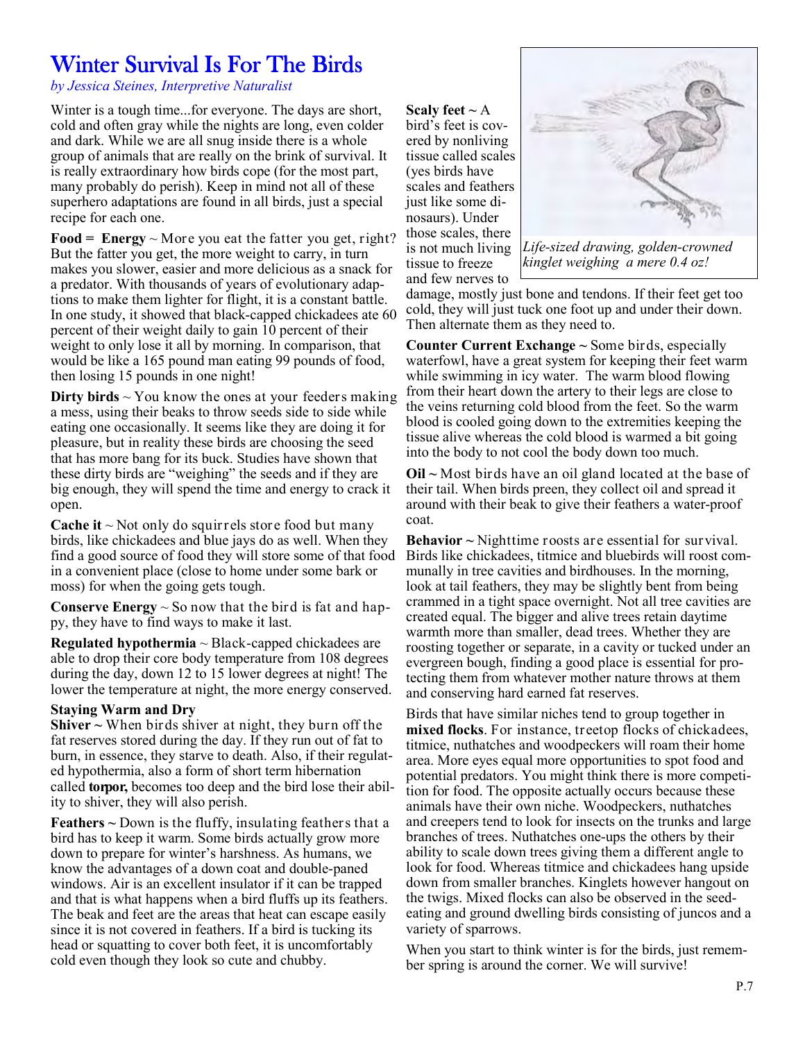# Winter Survival Is For The Birds

*by Jessica Steines, Interpretive Naturalist*

Winter is a tough time...for everyone. The days are short, cold and often gray while the nights are long, even colder and dark. While we are all snug inside there is a whole group of animals that are really on the brink of survival. It is really extraordinary how birds cope (for the most part, many probably do perish). Keep in mind not all of these superhero adaptations are found in all birds, just a special recipe for each one.

**Food = Energy** ~ More you eat the fatter you get, right? But the fatter you get, the more weight to carry, in turn makes you slower, easier and more delicious as a snack for a predator. With thousands of years of evolutionary adaptations to make them lighter for flight, it is a constant battle. In one study, it showed that black-capped chickadees ate 60 percent of their weight daily to gain 10 percent of their weight to only lose it all by morning. In comparison, that would be like a 165 pound man eating 99 pounds of food, then losing 15 pounds in one night!

**Dirty birds** ~ You know the ones at your feeders making a mess, using their beaks to throw seeds side to side while eating one occasionally. It seems like they are doing it for pleasure, but in reality these birds are choosing the seed that has more bang for its buck. Studies have shown that these dirty birds are "weighing" the seeds and if they are big enough, they will spend the time and energy to crack it open.

**Cache it** ~ Not only do squirrels store food but many birds, like chickadees and blue jays do as well. When they find a good source of food they will store some of that food in a convenient place (close to home under some bark or moss) for when the going gets tough.

**Conserve Energy** ~ So now that the bird is fat and happy, they have to find ways to make it last.

**Regulated hypothermia** ~ Black-capped chickadees are able to drop their core body temperature from 108 degrees during the day, down 12 to 15 lower degrees at night! The lower the temperature at night, the more energy conserved.

**Staying Warm and Dry**

**Shiver ~** When birds shiver at night, they burn off the fat reserves stored during the day. If they run out of fat to burn, in essence, they starve to death. Also, if their regulated hypothermia, also a form of short term hibernation called **torpor,** becomes too deep and the bird lose their ability to shiver, they will also perish.

**Feathers ~** Down is the fluffy, insulating feathers that a bird has to keep it warm. Some birds actually grow more down to prepare for winter's harshness. As humans, we know the advantages of a down coat and double-paned windows. Air is an excellent insulator if it can be trapped and that is what happens when a bird fluffs up its feathers. The beak and feet are the areas that heat can escape easily since it is not covered in feathers. If a bird is tucking its head or squatting to cover both feet, it is uncomfortably cold even though they look so cute and chubby.

**Scaly feet ~** A bird's feet is covered by nonliving tissue called scales (yes birds have scales and feathers just like some dinosaurs). Under those scales, there is not much living tissue to freeze and few nerves to damage, mostly just bone and tendons. If their feet get too cold, they will just tuck one foot up and under their down. Then alternate them as they need to.

*Life-sized drawing, golden-crowned kinglet weighing a mere 0.4 oz!*

**Counter Current Exchange ~** Some birds, especially waterfowl, have a great system for keeping their feet warm while swimming in icy water. The warm blood flowing from their heart down the artery to their legs are close to the veins returning cold blood from the feet. So the warm blood is cooled going down to the extremities keeping the tissue alive whereas the cold blood is warmed a bit going into the body to not cool the body down too much.

**Oil ~** Most birds have an oil gland located at the base of their tail. When birds preen, they collect oil and spread it around with their beak to give their feathers a water-proof coat.

**Behavior ~** Nighttime roosts are essential for survival. Birds like chickadees, titmice and bluebirds will roost communally in tree cavities and birdhouses. In the morning, look at tail feathers, they may be slightly bent from being crammed in a tight space overnight. Not all tree cavities are created equal. The bigger and alive trees retain daytime warmth more than smaller, dead trees. Whether they are roosting together or separate, in a cavity or tucked under an evergreen bough, finding a good place is essential for protecting them from whatever mother nature throws at them and conserving hard earned fat reserves.

Birds that have similar niches tend to group together in **mixed flocks**. For instance, treetop flocks of chickadees, titmice, nuthatches and woodpeckers will roam their home area. More eyes equal more opportunities to spot food and potential predators. You might think there is more competition for food. The opposite actually occurs because these animals have their own niche. Woodpeckers, nuthatches and creepers tend to look for insects on the trunks and large branches of trees. Nuthatches one-ups the others by their ability to scale down trees giving them a different angle to look for food. Whereas titmice and chickadees hang upside down from smaller branches. Kinglets however hangout on the twigs. Mixed flocks can also be observed in the seed-eating and ground dwelling birds consisting of juncos and a variety of sparrows.

When you start to think winter is for the birds, just remember spring is around the corner. We will survive!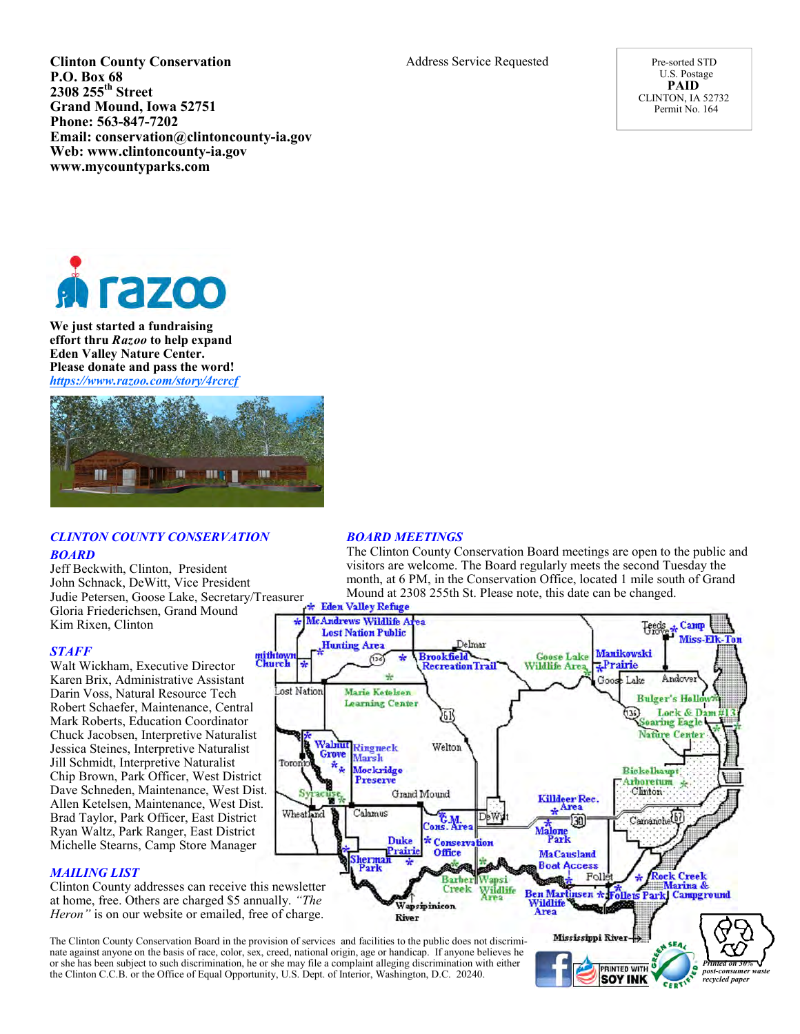**Clinton County Conservation**
**P.O. Box 68**
**2308 255th Street**
**Grand Mound, Iowa 52751**
**Phone: 563-847-7202**
**Email: conservation@clintoncounty-ia.gov**
**Web: www.clintoncounty-ia.gov**
**www.mycountyparks.com**

Address Service Requested

Pre-sorted STD
U.S. Postage
**PAID**
CLINTON, IA 52732
Permit No. 164

razoo

**We just started a fundraising effort thru *Razoo* to help expand Eden Valley Nature Center. Please donate and pass the word!**
*https://www.razoo.com/story/4rcrcf*

## *CLINTON COUNTY CONSERVATION BOARD*

Jeff Beckwith, Clinton, President
John Schnack, DeWitt, Vice President
Judie Petersen, Goose Lake, Secretary/Treasurer
Gloria Friederichsen, Grand Mound
Kim Rixen, Clinton

## *STAFF*

Walt Wickham, Executive Director
Karen Brix, Administrative Assistant
Darin Voss, Natural Resource Tech
Robert Schaefer, Maintenance, Central
Mark Roberts, Education Coordinator
Chuck Jacobsen, Interpretive Naturalist
Jessica Steines, Interpretive Naturalist
Jill Schmidt, Interpretive Naturalist
Chip Brown, Park Officer, West District
Dave Schneden, Maintenance, West Dist.
Allen Ketelsen, Maintenance, West Dist.
Brad Taylor, Park Officer, East District
Ryan Waltz, Park Ranger, East District
Michelle Stearns, Camp Store Manager

## *MAILING LIST*

Clinton County addresses can receive this newsletter at home, free. Others are charged $5 annually. *"The Heron"* is on our website or emailed, free of charge.

## *BOARD MEETINGS*

The Clinton County Conservation Board meetings are open to the public and visitors are welcome. The Board regularly meets the second Tuesday the month, at 6 PM, in the Conservation Office, located 1 mile south of Grand Mound at 2308 255th St. Please note, this date can be changed.

Eden Valley Refuge
McAndrews Wildlife Area
Lost Nation Public Hunting Area
Smithtown Church
Delmar
Brookfield Recreation Trail
Goose Lake Wildlife Area
Manikowski Prairie
Teeds Grove
Camp Miss-Elk-Ton
Lost Nation
Marie Ketelsen Learning Center
Goose Lake
Andover
Bulger's Hollow
Lock & Dam #13
Soaring Eagle Nature Center
Walnut Grove
Ringneck Marsh
Welton
Toronto
Mockridge Preserve
Bickelhaupt Arboretum
Clinton
Syracuse
Grand Mound
Killdeer Rec. Area
Wheatland
Calamus
C.M. Cons. Area
DeWitt
Camanche
Malone Park
Duke Prairie
Conservation Office
Sherman Park
MaCausland Boat Access
Barber Creek
Wapsi Wildlife Area
Follet
Rock Creek Marina & Campground
Ben Martinsen Wildlife Area
Follets Park
Wapsipinicon River
Mississippi River

The Clinton County Conservation Board in the provision of services and facilities to the public does not discriminate against anyone on the basis of race, color, sex, creed, national origin, age or handicap. If anyone believes he or she has been subject to such discrimination, he or she may file a complaint alleging discrimination with either the Clinton C.C.B. or the Office of Equal Opportunity, U.S. Dept. of Interior, Washington, D.C. 20240.

PRINTED WITH SOY INK

GREEN SEAL CERTIFIED

*Printed on 30% post-consumer waste recycled paper*